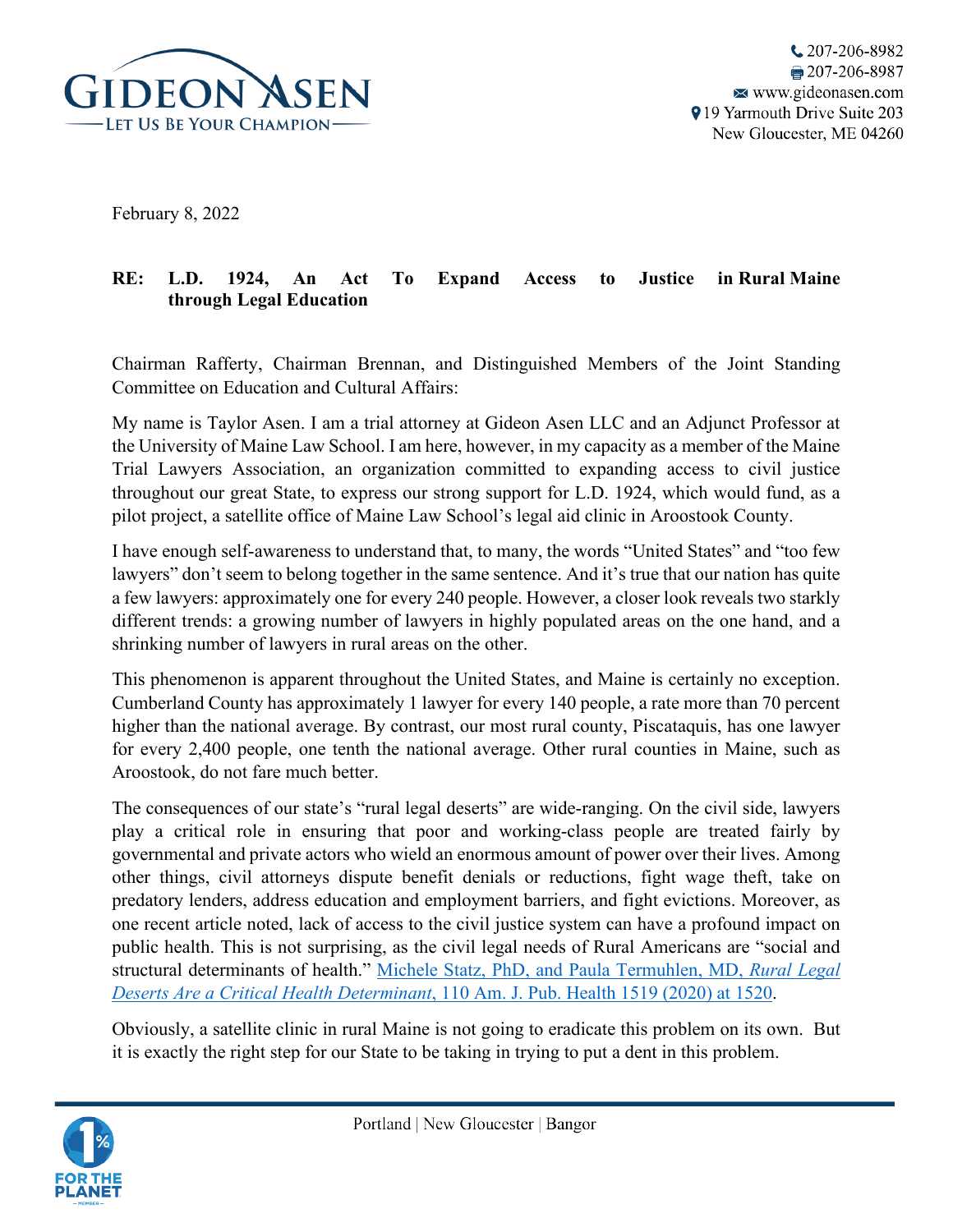**GIDEON ASEN**
LET US BE YOUR CHAMPION

207-206-8982
207-206-8987
www.gideonasen.com
19 Yarmouth Drive Suite 203
New Gloucester, ME 04260

February 8, 2022

**RE: L.D. 1924, An Act To Expand Access to Justice in Rural Maine through Legal Education**

Chairman Rafferty, Chairman Brennan, and Distinguished Members of the Joint Standing Committee on Education and Cultural Affairs:

My name is Taylor Asen. I am a trial attorney at Gideon Asen LLC and an Adjunct Professor at the University of Maine Law School. I am here, however, in my capacity as a member of the Maine Trial Lawyers Association, an organization committed to expanding access to civil justice throughout our great State, to express our strong support for L.D. 1924, which would fund, as a pilot project, a satellite office of Maine Law School's legal aid clinic in Aroostook County.

I have enough self-awareness to understand that, to many, the words "United States" and "too few lawyers" don't seem to belong together in the same sentence. And it's true that our nation has quite a few lawyers: approximately one for every 240 people. However, a closer look reveals two starkly different trends: a growing number of lawyers in highly populated areas on the one hand, and a shrinking number of lawyers in rural areas on the other.

This phenomenon is apparent throughout the United States, and Maine is certainly no exception. Cumberland County has approximately 1 lawyer for every 140 people, a rate more than 70 percent higher than the national average. By contrast, our most rural county, Piscataquis, has one lawyer for every 2,400 people, one tenth the national average. Other rural counties in Maine, such as Aroostook, do not fare much better.

The consequences of our state's "rural legal deserts" are wide-ranging. On the civil side, lawyers play a critical role in ensuring that poor and working-class people are treated fairly by governmental and private actors who wield an enormous amount of power over their lives. Among other things, civil attorneys dispute benefit denials or reductions, fight wage theft, take on predatory lenders, address education and employment barriers, and fight evictions. Moreover, as one recent article noted, lack of access to the civil justice system can have a profound impact on public health. This is not surprising, as the civil legal needs of Rural Americans are "social and structural determinants of health." Michele Statz, PhD, and Paula Termuhlen, MD, *Rural Legal Deserts Are a Critical Health Determinant*, 110 Am. J. Pub. Health 1519 (2020) at 1520.

Obviously, a satellite clinic in rural Maine is not going to eradicate this problem on its own. But it is exactly the right step for our State to be taking in trying to put a dent in this problem.

Portland | New Gloucester | Bangor

1% FOR THE PLANET MEMBER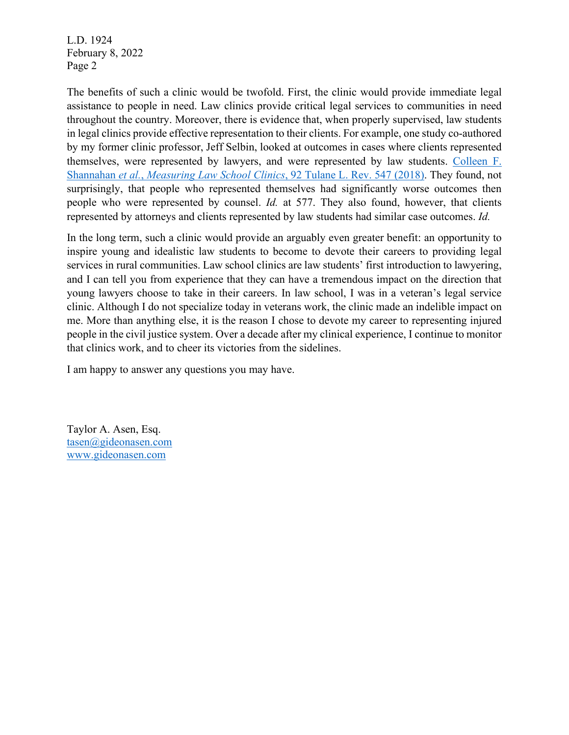The benefits of such a clinic would be twofold. First, the clinic would provide immediate legal assistance to people in need. Law clinics provide critical legal services to communities in need throughout the country. Moreover, there is evidence that, when properly supervised, law students in legal clinics provide effective representation to their clients. For example, one study co-authored by my former clinic professor, Jeff Selbin, looked at outcomes in cases where clients represented themselves, were represented by lawyers, and were represented by law students. Colleen F. Shannahan *et al.*, *Measuring Law School Clinics*, 92 Tulane L. Rev. 547 (2018). They found, not surprisingly, that people who represented themselves had significantly worse outcomes then people who were represented by counsel. *Id.* at 577. They also found, however, that clients represented by attorneys and clients represented by law students had similar case outcomes. *Id.*

In the long term, such a clinic would provide an arguably even greater benefit: an opportunity to inspire young and idealistic law students to become to devote their careers to providing legal services in rural communities. Law school clinics are law students' first introduction to lawyering, and I can tell you from experience that they can have a tremendous impact on the direction that young lawyers choose to take in their careers. In law school, I was in a veteran's legal service clinic. Although I do not specialize today in veterans work, the clinic made an indelible impact on me. More than anything else, it is the reason I chose to devote my career to representing injured people in the civil justice system. Over a decade after my clinical experience, I continue to monitor that clinics work, and to cheer its victories from the sidelines.

I am happy to answer any questions you may have.

Taylor A. Asen, Esq.
tasen@gideonasen.com
www.gideonasen.com